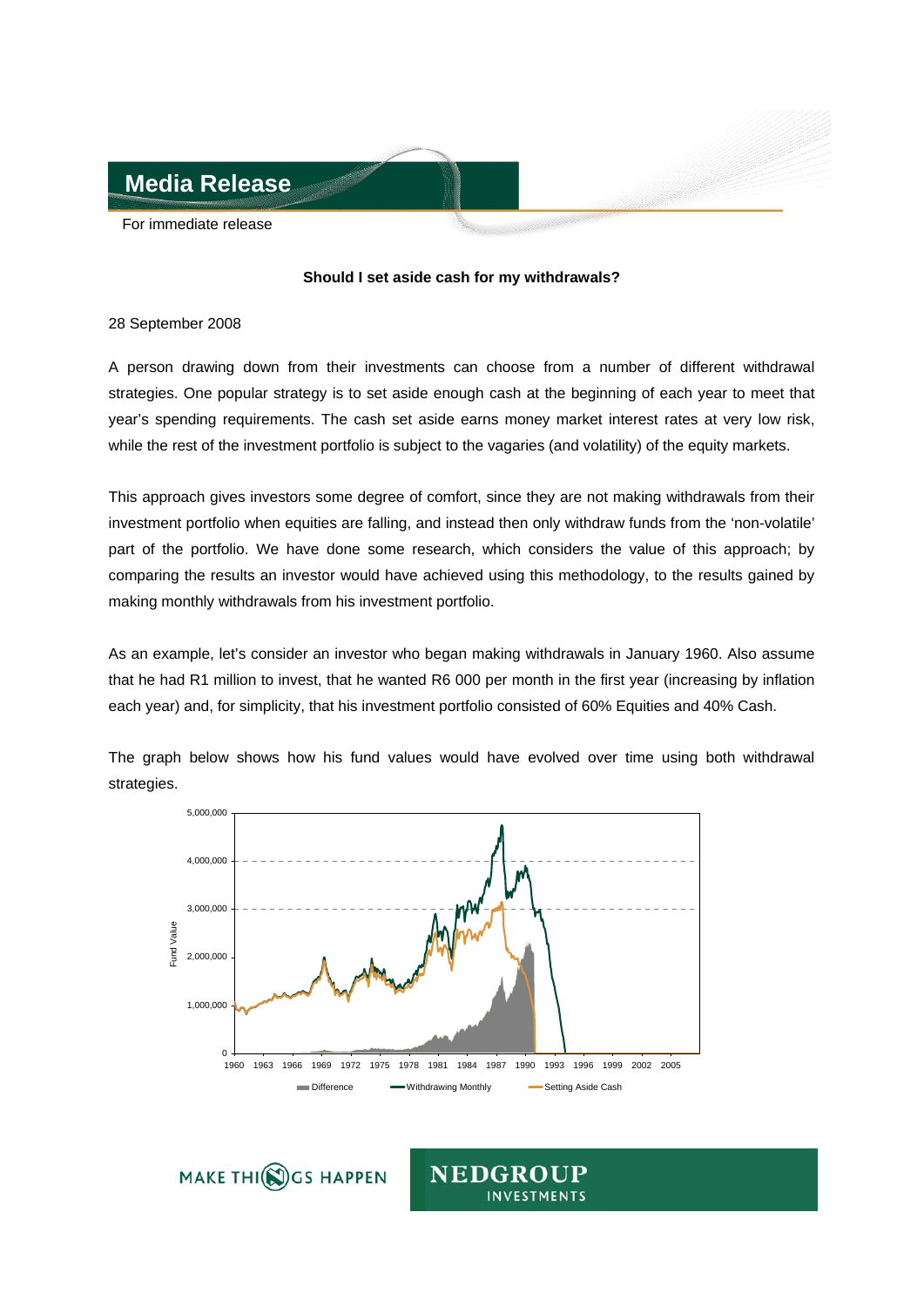# Media Release

For immediate release

**Should I set aside cash for my withdrawals?**

28 September 2008

A person drawing down from their investments can choose from a number of different withdrawal strategies. One popular strategy is to set aside enough cash at the beginning of each year to meet that year's spending requirements. The cash set aside earns money market interest rates at very low risk, while the rest of the investment portfolio is subject to the vagaries (and volatility) of the equity markets.

This approach gives investors some degree of comfort, since they are not making withdrawals from their investment portfolio when equities are falling, and instead then only withdraw funds from the 'non-volatile' part of the portfolio. We have done some research, which considers the value of this approach; by comparing the results an investor would have achieved using this methodology, to the results gained by making monthly withdrawals from his investment portfolio.

As an example, let's consider an investor who began making withdrawals in January 1960. Also assume that he had R1 million to invest, that he wanted R6 000 per month in the first year (increasing by inflation each year) and, for simplicity, that his investment portfolio consisted of 60% Equities and 40% Cash.

The graph below shows how his fund values would have evolved over time using both withdrawal strategies.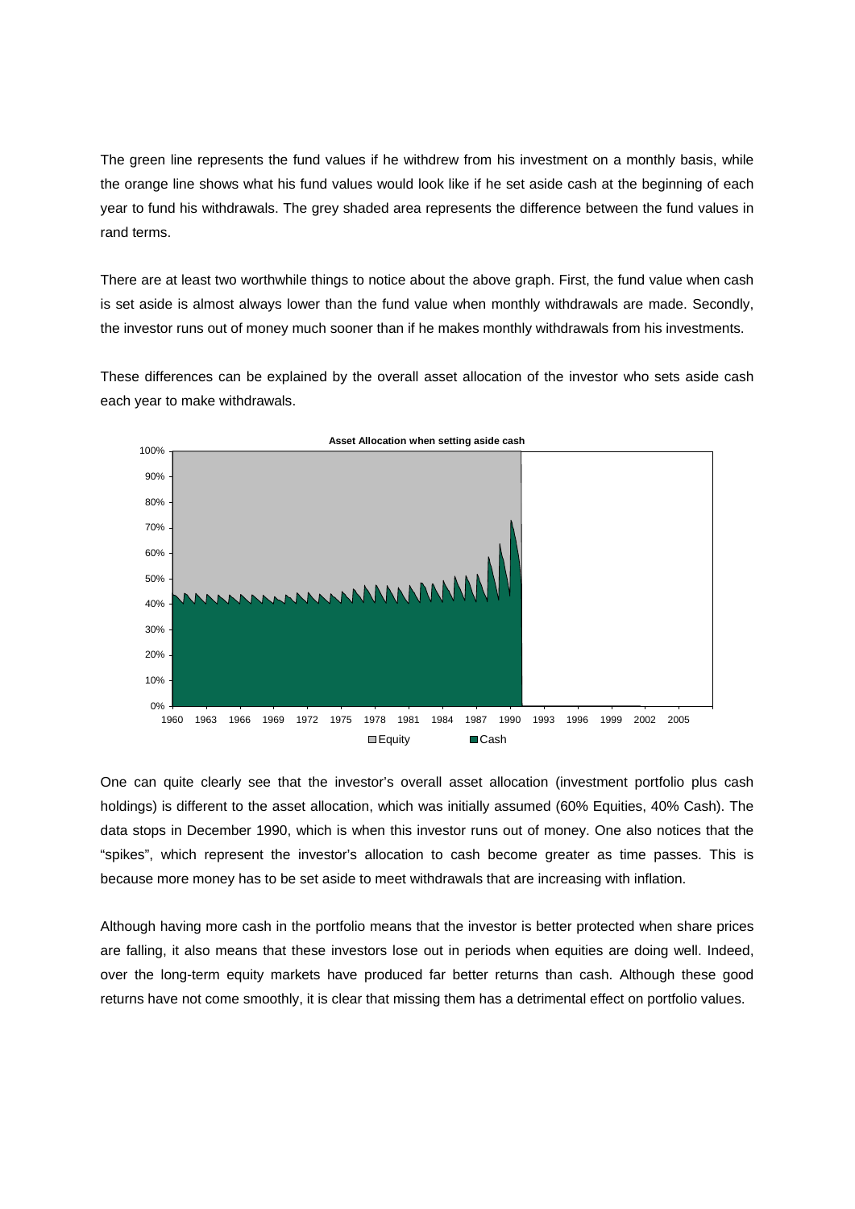The green line represents the fund values if he withdrew from his investment on a monthly basis, while the orange line shows what his fund values would look like if he set aside cash at the beginning of each year to fund his withdrawals. The grey shaded area represents the difference between the fund values in rand terms.

There are at least two worthwhile things to notice about the above graph. First, the fund value when cash is set aside is almost always lower than the fund value when monthly withdrawals are made. Secondly, the investor runs out of money much sooner than if he makes monthly withdrawals from his investments.

These differences can be explained by the overall asset allocation of the investor who sets aside cash each year to make withdrawals.

**Asset Allocation when setting aside cash**

One can quite clearly see that the investor's overall asset allocation (investment portfolio plus cash holdings) is different to the asset allocation, which was initially assumed (60% Equities, 40% Cash). The data stops in December 1990, which is when this investor runs out of money. One also notices that the "spikes", which represent the investor's allocation to cash become greater as time passes. This is because more money has to be set aside to meet withdrawals that are increasing with inflation.

Although having more cash in the portfolio means that the investor is better protected when share prices are falling, it also means that these investors lose out in periods when equities are doing well. Indeed, over the long-term equity markets have produced far better returns than cash. Although these good returns have not come smoothly, it is clear that missing them has a detrimental effect on portfolio values.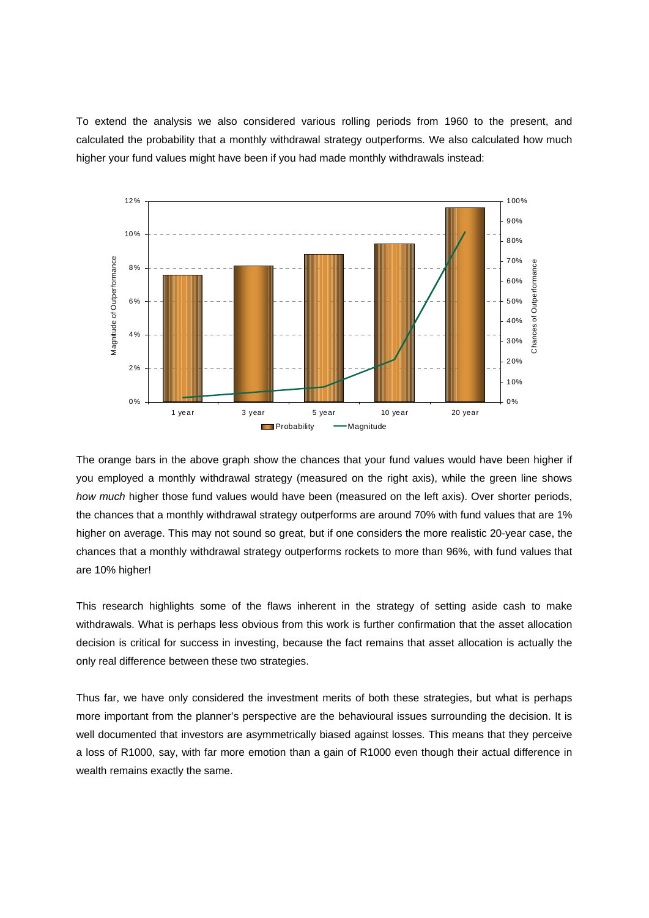To extend the analysis we also considered various rolling periods from 1960 to the present, and calculated the probability that a monthly withdrawal strategy outperforms. We also calculated how much higher your fund values might have been if you had made monthly withdrawals instead:

The orange bars in the above graph show the chances that your fund values would have been higher if you employed a monthly withdrawal strategy (measured on the right axis), while the green line shows *how much* higher those fund values would have been (measured on the left axis). Over shorter periods, the chances that a monthly withdrawal strategy outperforms are around 70% with fund values that are 1% higher on average. This may not sound so great, but if one considers the more realistic 20-year case, the chances that a monthly withdrawal strategy outperforms rockets to more than 96%, with fund values that are 10% higher!

This research highlights some of the flaws inherent in the strategy of setting aside cash to make withdrawals. What is perhaps less obvious from this work is further confirmation that the asset allocation decision is critical for success in investing, because the fact remains that asset allocation is actually the only real difference between these two strategies.

Thus far, we have only considered the investment merits of both these strategies, but what is perhaps more important from the planner's perspective are the behavioural issues surrounding the decision. It is well documented that investors are asymmetrically biased against losses. This means that they perceive a loss of R1000, say, with far more emotion than a gain of R1000 even though their actual difference in wealth remains exactly the same.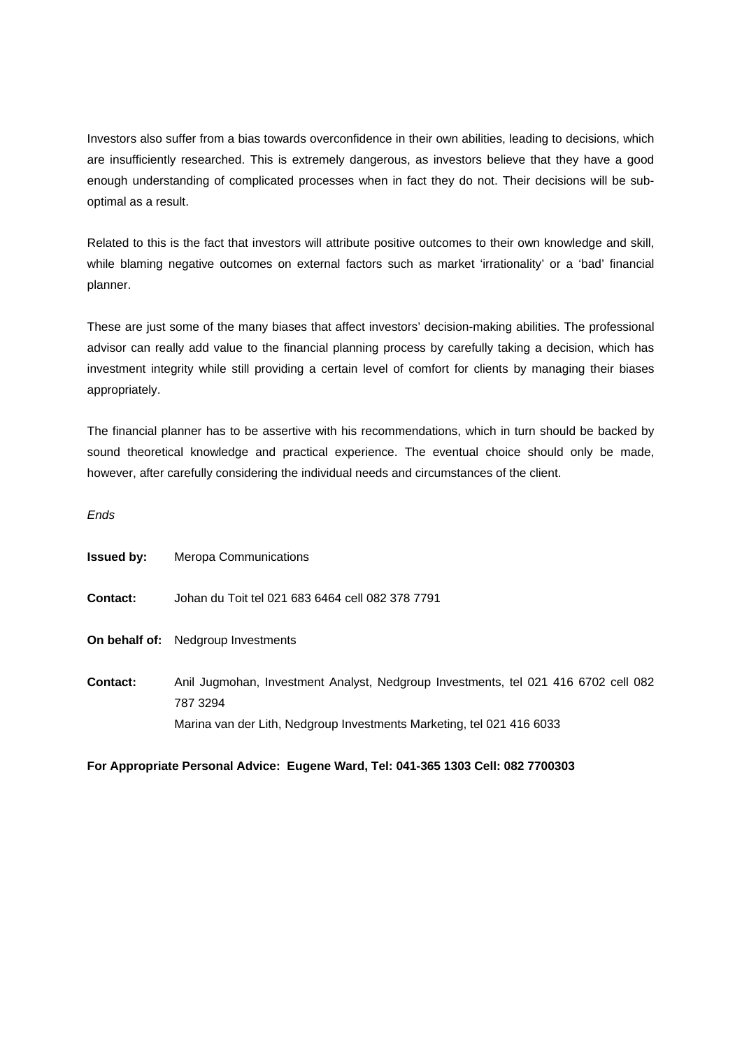Investors also suffer from a bias towards overconfidence in their own abilities, leading to decisions, which are insufficiently researched. This is extremely dangerous, as investors believe that they have a good enough understanding of complicated processes when in fact they do not. Their decisions will be sub-optimal as a result.

Related to this is the fact that investors will attribute positive outcomes to their own knowledge and skill, while blaming negative outcomes on external factors such as market 'irrationality' or a 'bad' financial planner.

These are just some of the many biases that affect investors' decision-making abilities. The professional advisor can really add value to the financial planning process by carefully taking a decision, which has investment integrity while still providing a certain level of comfort for clients by managing their biases appropriately.

The financial planner has to be assertive with his recommendations, which in turn should be backed by sound theoretical knowledge and practical experience. The eventual choice should only be made, however, after carefully considering the individual needs and circumstances of the client.

*Ends*

**Issued by:** Meropa Communications

**Contact:** Johan du Toit tel 021 683 6464 cell 082 378 7791

**On behalf of:** Nedgroup Investments

**Contact:** Anil Jugmohan, Investment Analyst, Nedgroup Investments, tel 021 416 6702 cell 082 787 3294
Marina van der Lith, Nedgroup Investments Marketing, tel 021 416 6033

**For Appropriate Personal Advice: Eugene Ward, Tel: 041-365 1303 Cell: 082 7700303**